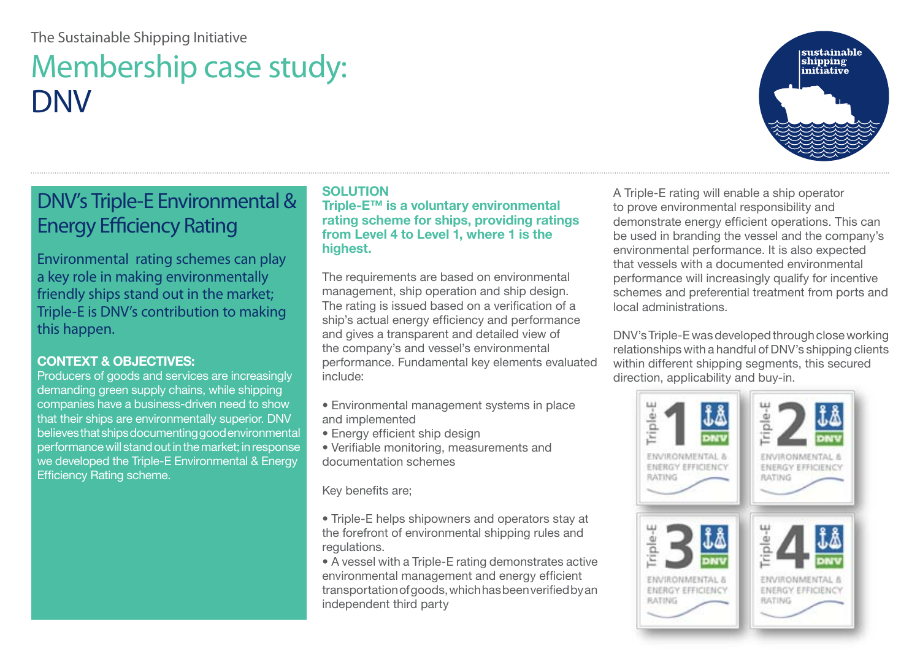The Sustainable Shipping Initiative

# Membership case study: DNV

## DNV's Triple-E Environmental & Energy Efficiency Rating

Environmental rating schemes can play a key role in making environmentally friendly ships stand out in the market; Triple-E is DNV's contribution to making this happen.

### CONTEXT & OBJECTIVES:

Producers of goods and services are increasingly demanding green supply chains, while shipping companies have a business-driven need to show that their ships are environmentally superior. DNV believes that ships documenting good environmental performance will stand out in the market; in response we developed the Triple-E Environmental & Energy Efficiency Rating scheme.

### SOLUTION

**Triple-E™ is a voluntary environmental rating scheme for ships, providing ratings from Level 4 to Level 1, where 1 is the highest.**

The requirements are based on environmental management, ship operation and ship design. The rating is issued based on a verification of a ship's actual energy efficiency and performance and gives a transparent and detailed view of the company's and vessel's environmental performance. Fundamental key elements evaluated include:

- Environmental management systems in place and implemented
- Energy efficient ship design
- Verifiable monitoring, measurements and documentation schemes

Key benefits are;

- Triple-E helps shipowners and operators stay at the forefront of environmental shipping rules and regulations.
- A vessel with a Triple-E rating demonstrates active environmental management and energy efficient transportation of goods, which has been verified by an independent third party

A Triple-E rating will enable a ship operator to prove environmental responsibility and demonstrate energy efficient operations. This can be used in branding the vessel and the company's environmental performance. It is also expected that vessels with a documented environmental performance will increasingly qualify for incentive schemes and preferential treatment from ports and local administrations.

DNV's Triple-E was developed through close working relationships with a handful of DNV's shipping clients within different shipping segments, this secured direction, applicability and buy-in.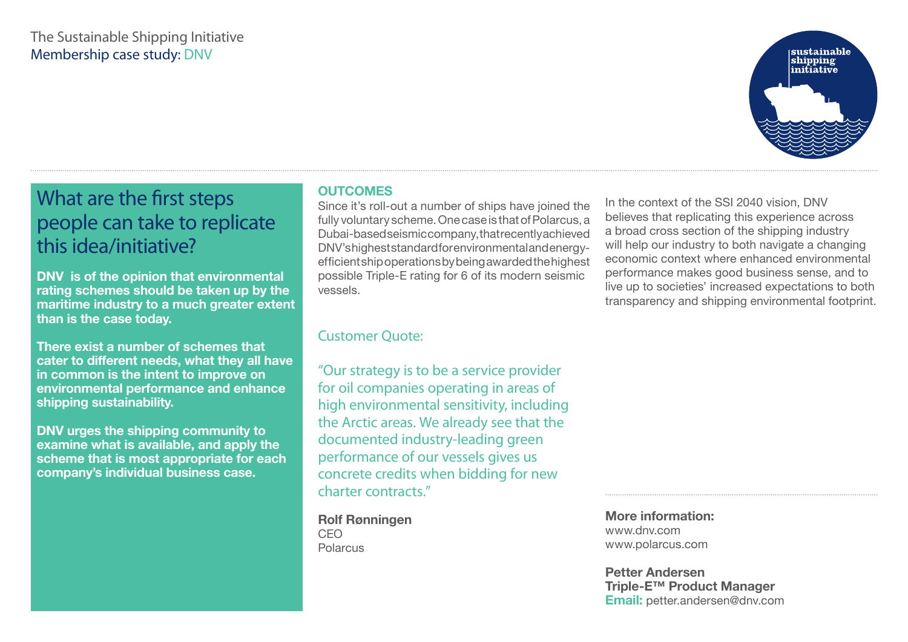The Sustainable Shipping Initiative
Membership case study: DNV

## What are the first steps people can take to replicate this idea/initiative?

**DNV is of the opinion that environmental rating schemes should be taken up by the maritime industry to a much greater extent than is the case today.**

**There exist a number of schemes that cater to different needs, what they all have in common is the intent to improve on environmental performance and enhance shipping sustainability.**

**DNV urges the shipping community to examine what is available, and apply the scheme that is most appropriate for each company's individual business case.**

### OUTCOMES

Since it's roll-out a number of ships have joined the fully voluntary scheme. One case is that of Polarcus, a Dubai-based seismic company, that recently achieved DNV's highest standard for environmental and energy-efficient ship operations by being awarded the highest possible Triple-E rating for 6 of its modern seismic vessels.

### Customer Quote:

"Our strategy is to be a service provider for oil companies operating in areas of high environmental sensitivity, including the Arctic areas. We already see that the documented industry-leading green performance of our vessels gives us concrete credits when bidding for new charter contracts."

**Rolf Rønningen**
CEO
Polarcus

In the context of the SSI 2040 vision, DNV believes that replicating this experience across a broad cross section of the shipping industry will help our industry to both navigate a changing economic context where enhanced environmental performance makes good business sense, and to live up to societies' increased expectations to both transparency and shipping environmental footprint.

**More information:**
www.dnv.com
www.polarcus.com

**Petter Andersen**
**Triple-E™ Product Manager**
**Email:** petter.andersen@dnv.com